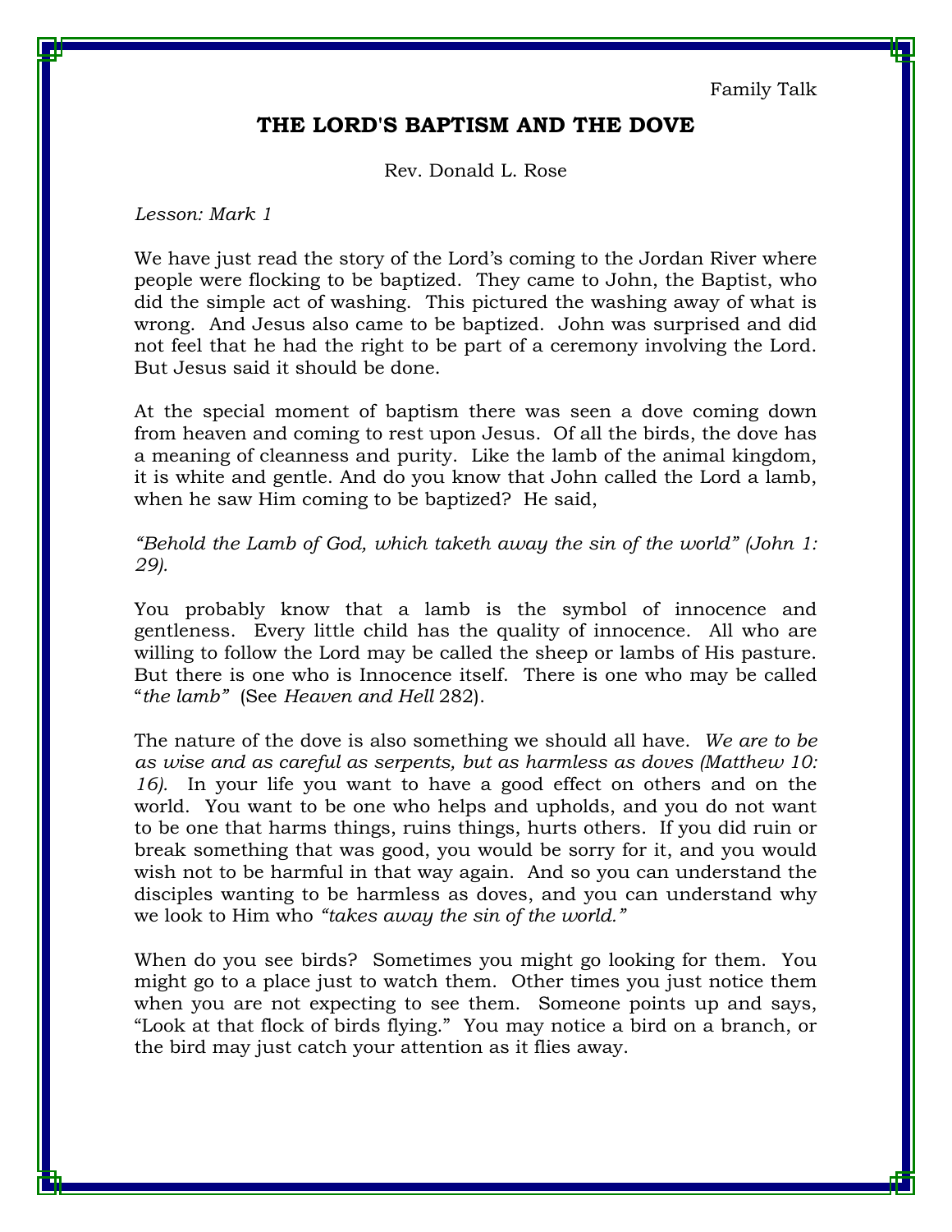Family Talk

# THE LORD'S BAPTISM AND THE DOVE

Rev. Donald L. Rose

*Lesson: Mark 1*

We have just read the story of the Lord's coming to the Jordan River where people were flocking to be baptized. They came to John, the Baptist, who did the simple act of washing. This pictured the washing away of what is wrong. And Jesus also came to be baptized. John was surprised and did not feel that he had the right to be part of a ceremony involving the Lord. But Jesus said it should be done.

At the special moment of baptism there was seen a dove coming down from heaven and coming to rest upon Jesus. Of all the birds, the dove has a meaning of cleanness and purity. Like the lamb of the animal kingdom, it is white and gentle. And do you know that John called the Lord a lamb, when he saw Him coming to be baptized? He said,

*"Behold the Lamb of God, which taketh away the sin of the world" (John 1: 29).*

You probably know that a lamb is the symbol of innocence and gentleness. Every little child has the quality of innocence. All who are willing to follow the Lord may be called the sheep or lambs of His pasture. But there is one who is Innocence itself. There is one who may be called "*the lamb*" (See *Heaven and Hell* 282).

The nature of the dove is also something we should all have. *We are to be as wise and as careful as serpents, but as harmless as doves (Matthew 10: 16).* In your life you want to have a good effect on others and on the world. You want to be one who helps and upholds, and you do not want to be one that harms things, ruins things, hurts others. If you did ruin or break something that was good, you would be sorry for it, and you would wish not to be harmful in that way again. And so you can understand the disciples wanting to be harmless as doves, and you can understand why we look to Him who *"takes away the sin of the world."*

When do you see birds? Sometimes you might go looking for them. You might go to a place just to watch them. Other times you just notice them when you are not expecting to see them. Someone points up and says, "Look at that flock of birds flying." You may notice a bird on a branch, or the bird may just catch your attention as it flies away.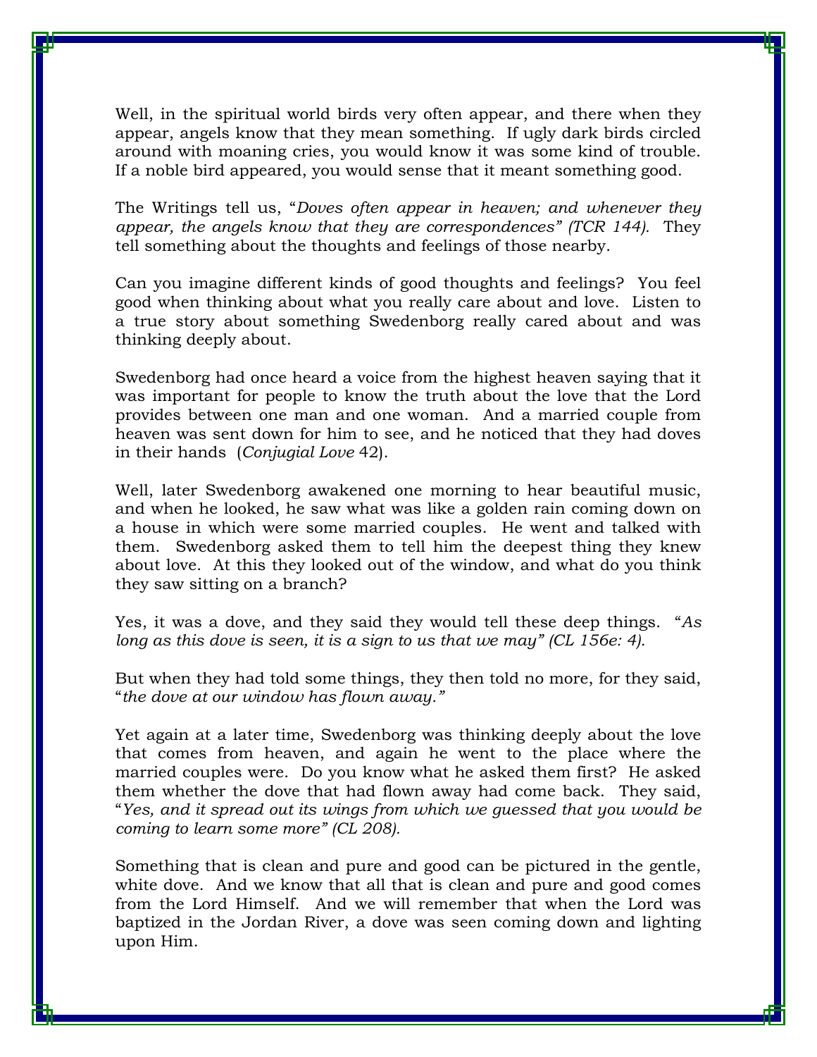Well, in the spiritual world birds very often appear, and there when they appear, angels know that they mean something. If ugly dark birds circled around with moaning cries, you would know it was some kind of trouble. If a noble bird appeared, you would sense that it meant something good.

The Writings tell us, "*Doves often appear in heaven; and whenever they appear, the angels know that they are correspondences" (TCR 144).* They tell something about the thoughts and feelings of those nearby.

Can you imagine different kinds of good thoughts and feelings? You feel good when thinking about what you really care about and love. Listen to a true story about something Swedenborg really cared about and was thinking deeply about.

Swedenborg had once heard a voice from the highest heaven saying that it was important for people to know the truth about the love that the Lord provides between one man and one woman. And a married couple from heaven was sent down for him to see, and he noticed that they had doves in their hands (*Conjugial Love* 42).

Well, later Swedenborg awakened one morning to hear beautiful music, and when he looked, he saw what was like a golden rain coming down on a house in which were some married couples. He went and talked with them. Swedenborg asked them to tell him the deepest thing they knew about love. At this they looked out of the window, and what do you think they saw sitting on a branch?

Yes, it was a dove, and they said they would tell these deep things. "*As long as this dove is seen, it is a sign to us that we may" (CL 156e: 4).*

But when they had told some things, they then told no more, for they said, "*the dove at our window has flown away."*

Yet again at a later time, Swedenborg was thinking deeply about the love that comes from heaven, and again he went to the place where the married couples were. Do you know what he asked them first? He asked them whether the dove that had flown away had come back. They said, "*Yes, and it spread out its wings from which we guessed that you would be coming to learn some more" (CL 208).*

Something that is clean and pure and good can be pictured in the gentle, white dove. And we know that all that is clean and pure and good comes from the Lord Himself. And we will remember that when the Lord was baptized in the Jordan River, a dove was seen coming down and lighting upon Him.